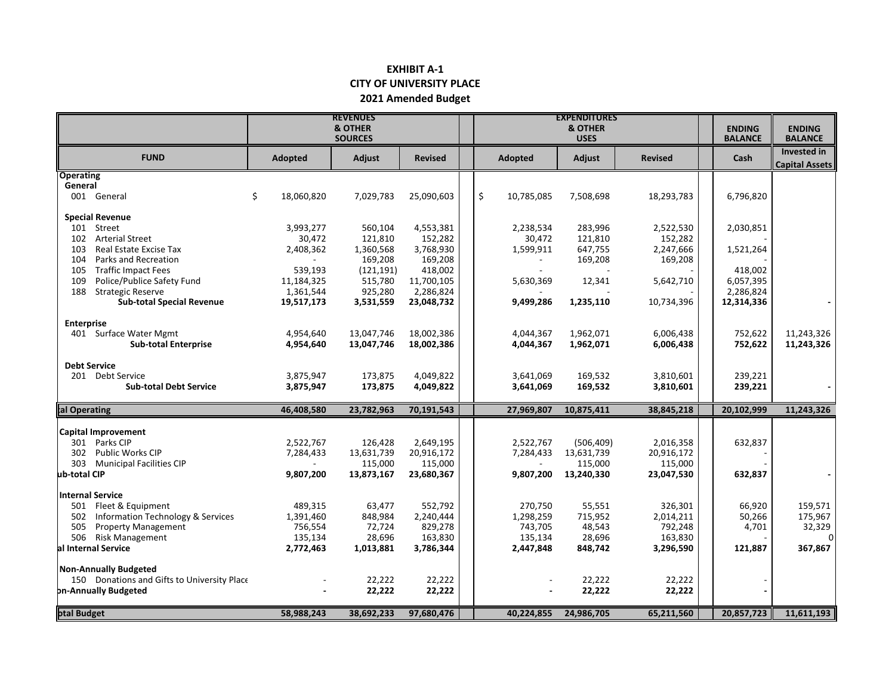# EXHIBIT A-1
## CITY OF UNIVERSITY PLACE
## 2021 Amended Budget

| FUND | REVENUES & OTHER SOURCES | | | EXPENDITURES & OTHER USES | | | ENDING BALANCE | ENDING BALANCE |
|---|---|---|---|---|---|---|---|---|
| | Adopted | Adjust | Revised | Adopted | Adjust | Revised | Cash | Invested in Capital Assets |
| **Operating** | | | | | | | | |
| **General** | | | | | | | | |
| 001 General | $ 18,060,820 | 7,029,783 | 25,090,603 | $ 10,785,085 | 7,508,698 | 18,293,783 | 6,796,820 | |
| **Special Revenue** | | | | | | | | |
| 101 Street | 3,993,277 | 560,104 | 4,553,381 | 2,238,534 | 283,996 | 2,522,530 | 2,030,851 | |
| 102 Arterial Street | 30,472 | 121,810 | 152,282 | 30,472 | 121,810 | 152,282 | - | |
| 103 Real Estate Excise Tax | 2,408,362 | 1,360,568 | 3,768,930 | 1,599,911 | 647,755 | 2,247,666 | 1,521,264 | |
| 104 Parks and Recreation | - | 169,208 | 169,208 | - | 169,208 | 169,208 | - | |
| 105 Traffic Impact Fees | 539,193 | (121,191) | 418,002 | - | - | - | 418,002 | |
| 109 Police/Publice Safety Fund | 11,184,325 | 515,780 | 11,700,105 | 5,630,369 | 12,341 | 5,642,710 | 6,057,395 | |
| 188 Strategic Reserve | 1,361,544 | 925,280 | 2,286,824 | - | - | - | 2,286,824 | |
| **Sub-total Special Revenue** | **19,517,173** | **3,531,559** | **23,048,732** | **9,499,286** | **1,235,110** | 10,734,396 | **12,314,336** | **-** |
| **Enterprise** | | | | | | | | |
| 401 Surface Water Mgmt | 4,954,640 | 13,047,746 | 18,002,386 | 4,044,367 | 1,962,071 | 6,006,438 | 752,622 | 11,243,326 |
| **Sub-total Enterprise** | **4,954,640** | **13,047,746** | **18,002,386** | **4,044,367** | **1,962,071** | **6,006,438** | **752,622** | **11,243,326** |
| **Debt Service** | | | | | | | | |
| 201 Debt Service | 3,875,947 | 173,875 | 4,049,822 | 3,641,069 | 169,532 | 3,810,601 | 239,221 | |
| **Sub-total Debt Service** | **3,875,947** | **173,875** | **4,049,822** | **3,641,069** | **169,532** | **3,810,601** | **239,221** | **-** |
| **tal Operating** | **46,408,580** | **23,782,963** | **70,191,543** | **27,969,807** | **10,875,411** | **38,845,218** | **20,102,999** | **11,243,326** |
| **Capital Improvement** | | | | | | | | |
| 301 Parks CIP | 2,522,767 | 126,428 | 2,649,195 | 2,522,767 | (506,409) | 2,016,358 | 632,837 | |
| 302 Public Works CIP | 7,284,433 | 13,631,739 | 20,916,172 | 7,284,433 | 13,631,739 | 20,916,172 | - | |
| 303 Municipal Facilities CIP | - | 115,000 | 115,000 | - | 115,000 | 115,000 | - | |
| **ub-total CIP** | **9,807,200** | **13,873,167** | **23,680,367** | **9,807,200** | **13,240,330** | **23,047,530** | **632,837** | **-** |
| **Internal Service** | | | | | | | | |
| 501 Fleet & Equipment | 489,315 | 63,477 | 552,792 | 270,750 | 55,551 | 326,301 | 66,920 | 159,571 |
| 502 Information Technology & Services | 1,391,460 | 848,984 | 2,240,444 | 1,298,259 | 715,952 | 2,014,211 | 50,266 | 175,967 |
| 505 Property Management | 756,554 | 72,724 | 829,278 | 743,705 | 48,543 | 792,248 | 4,701 | 32,329 |
| 506 Risk Management | 135,134 | 28,696 | 163,830 | 135,134 | 28,696 | 163,830 | - | 0 |
| **al Internal Service** | **2,772,463** | **1,013,881** | **3,786,344** | **2,447,848** | **848,742** | **3,296,590** | **121,887** | **367,867** |
| **Non-Annually Budgeted** | | | | | | | | |
| 150 Donations and Gifts to University Place | - | 22,222 | 22,222 | - | 22,222 | 22,222 | - | |
| **on-Annually Budgeted** | **-** | **22,222** | **22,222** | **-** | **22,222** | **22,222** | **-** | |
| **otal Budget** | **58,988,243** | **38,692,233** | **97,680,476** | **40,224,855** | **24,986,705** | **65,211,560** | **20,857,723** | **11,611,193** |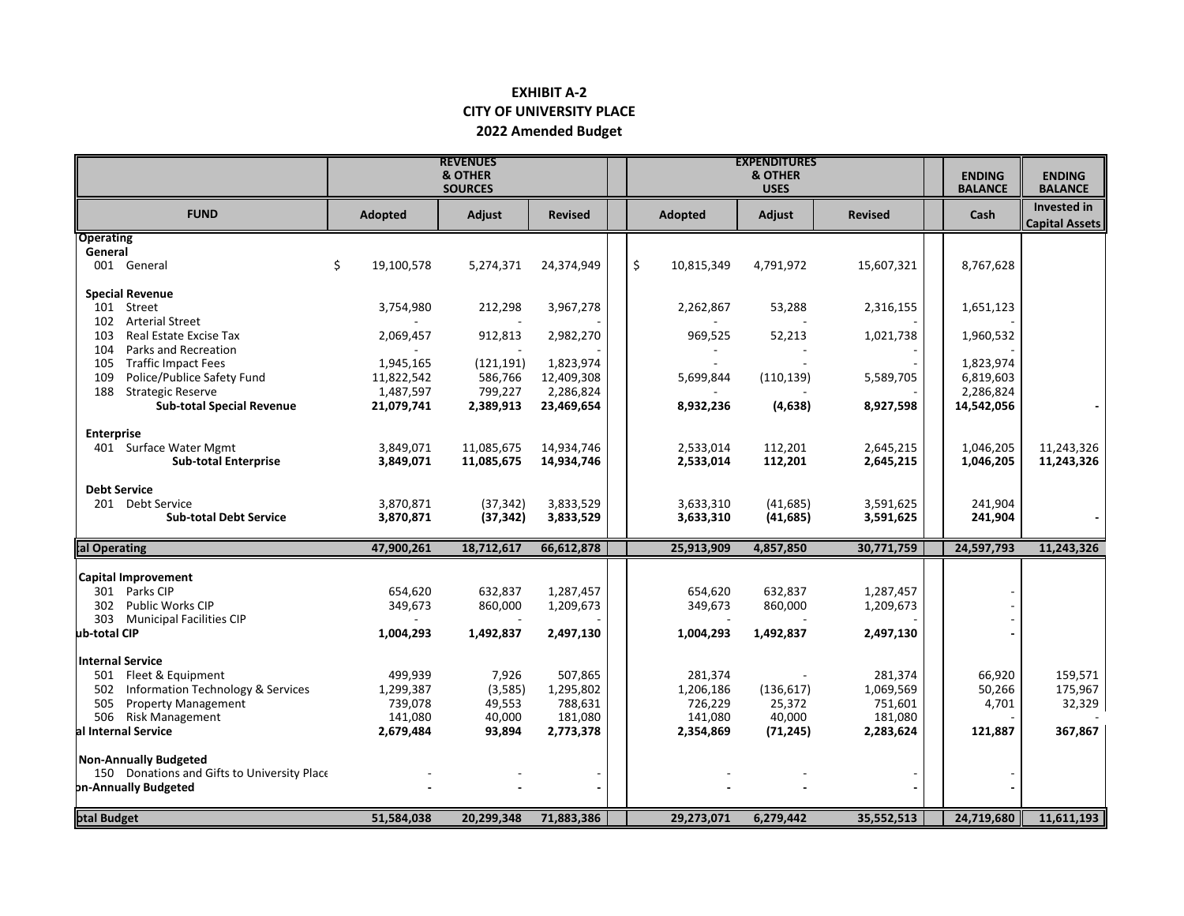# EXHIBIT A-2
## CITY OF UNIVERSITY PLACE
## 2022 Amended Budget

| FUND | REVENUES & OTHER SOURCES Adopted | Adjust | Revised | EXPENDITURES & OTHER USES Adopted | Adjust | Revised | ENDING BALANCE Cash | ENDING BALANCE Invested in Capital Assets |
|---|---|---|---|---|---|---|---|---|
| **Operating** | | | | | | | | |
| **General** | | | | | | | | |
| 001 General | $ 19,100,578 | 5,274,371 | 24,374,949 | $ 10,815,349 | 4,791,972 | 15,607,321 | 8,767,628 | |
| **Special Revenue** | | | | | | | | |
| 101 Street | 3,754,980 | 212,298 | 3,967,278 | 2,262,867 | 53,288 | 2,316,155 | 1,651,123 | |
| 102 Arterial Street | - | - | - | - | - | - | - | |
| 103 Real Estate Excise Tax | 2,069,457 | 912,813 | 2,982,270 | 969,525 | 52,213 | 1,021,738 | 1,960,532 | |
| 104 Parks and Recreation | - | - | - | - | - | - | - | |
| 105 Traffic Impact Fees | 1,945,165 | (121,191) | 1,823,974 | - | - | - | 1,823,974 | |
| 109 Police/Publice Safety Fund | 11,822,542 | 586,766 | 12,409,308 | 5,699,844 | (110,139) | 5,589,705 | 6,819,603 | |
| 188 Strategic Reserve | 1,487,597 | 799,227 | 2,286,824 | - | - | - | 2,286,824 | |
| **Sub-total Special Revenue** | **21,079,741** | **2,389,913** | **23,469,654** | **8,932,236** | **(4,638)** | **8,927,598** | **14,542,056** | **-** |
| **Enterprise** | | | | | | | | |
| 401 Surface Water Mgmt | 3,849,071 | 11,085,675 | 14,934,746 | 2,533,014 | 112,201 | 2,645,215 | 1,046,205 | 11,243,326 |
| **Sub-total Enterprise** | **3,849,071** | **11,085,675** | **14,934,746** | **2,533,014** | **112,201** | **2,645,215** | **1,046,205** | **11,243,326** |
| **Debt Service** | | | | | | | | |
| 201 Debt Service | 3,870,871 | (37,342) | 3,833,529 | 3,633,310 | (41,685) | 3,591,625 | 241,904 | |
| **Sub-total Debt Service** | **3,870,871** | **(37,342)** | **3,833,529** | **3,633,310** | **(41,685)** | **3,591,625** | **241,904** | **-** |
| **tal Operating** | **47,900,261** | **18,712,617** | **66,612,878** | **25,913,909** | **4,857,850** | **30,771,759** | **24,597,793** | **11,243,326** |
| **Capital Improvement** | | | | | | | | |
| 301 Parks CIP | 654,620 | 632,837 | 1,287,457 | 654,620 | 632,837 | 1,287,457 | - | |
| 302 Public Works CIP | 349,673 | 860,000 | 1,209,673 | 349,673 | 860,000 | 1,209,673 | - | |
| 303 Municipal Facilities CIP | - | | - | - | - | - | - | |
| **ub-total CIP** | **1,004,293** | **1,492,837** | **2,497,130** | **1,004,293** | **1,492,837** | **2,497,130** | **-** | |
| **Internal Service** | | | | | | | | |
| 501 Fleet & Equipment | 499,939 | 7,926 | 507,865 | 281,374 | - | 281,374 | 66,920 | 159,571 |
| 502 Information Technology & Services | 1,299,387 | (3,585) | 1,295,802 | 1,206,186 | (136,617) | 1,069,569 | 50,266 | 175,967 |
| 505 Property Management | 739,078 | 49,553 | 788,631 | 726,229 | 25,372 | 751,601 | 4,701 | 32,329 |
| 506 Risk Management | 141,080 | 40,000 | 181,080 | 141,080 | 40,000 | 181,080 | - | - |
| **al Internal Service** | **2,679,484** | **93,894** | **2,773,378** | **2,354,869** | **(71,245)** | **2,283,624** | **121,887** | **367,867** |
| **Non-Annually Budgeted** | | | | | | | | |
| 150 Donations and Gifts to University Place | - | - | - | - | - | - | - | |
| **on-Annually Budgeted** | **-** | **-** | **-** | **-** | **-** | **-** | **-** | |
| **otal Budget** | **51,584,038** | **20,299,348** | **71,883,386** | **29,273,071** | **6,279,442** | **35,552,513** | **24,719,680** | **11,611,193** |